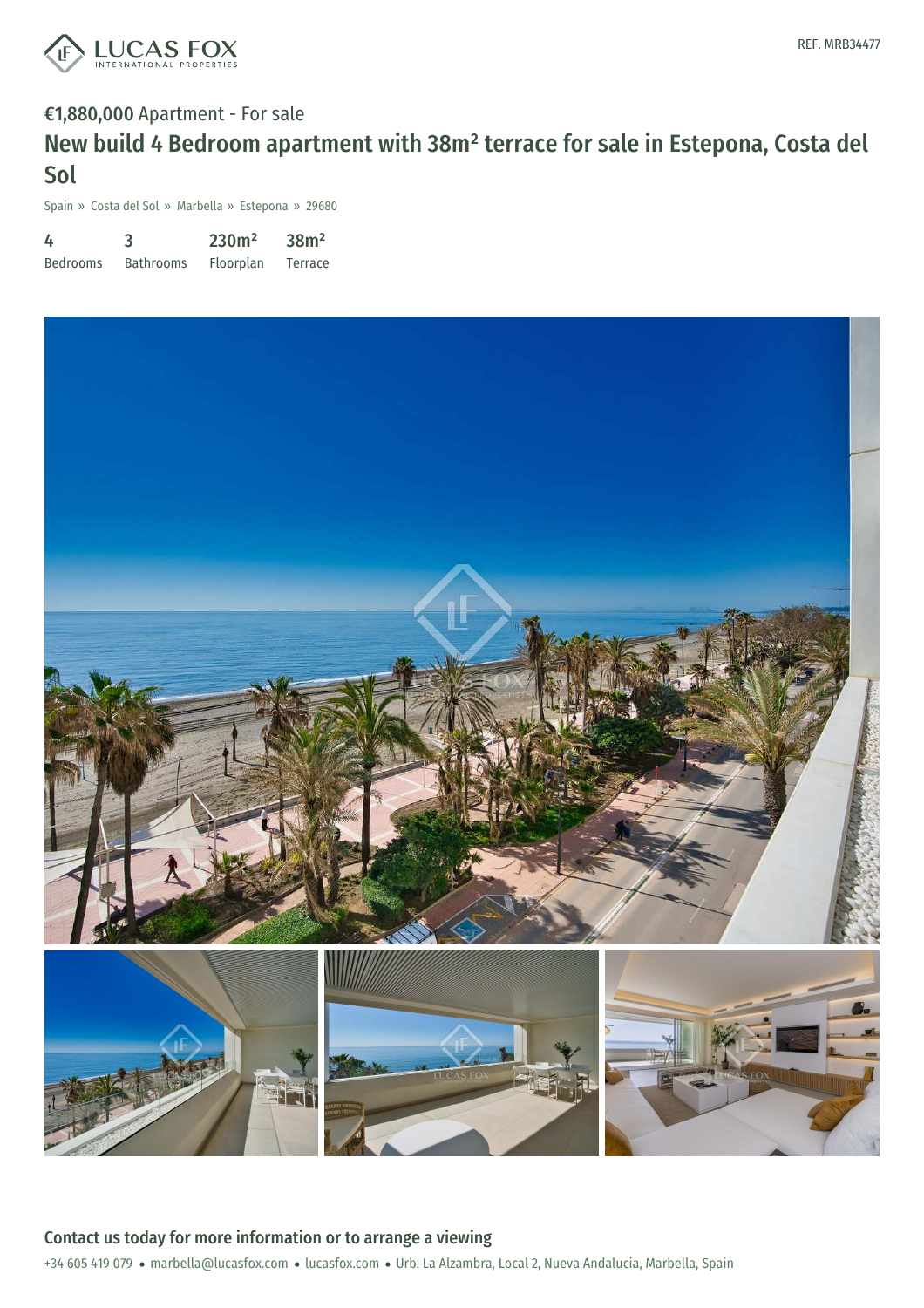LUCAS FOX INTERNATIONAL PROPERTIES

REF. MRB34477

**€1,880,000** Apartment - For sale

# New build 4 Bedroom apartment with 38m² terrace for sale in Estepona, Costa del Sol

Spain » Costa del Sol » Marbella » Estepona » 29680

| 4 | 3 | 230m² | 38m² |
|---|---|---|---|
| Bedrooms | Bathrooms | Floorplan | Terrace |

## Contact us today for more information or to arrange a viewing

+34 605 419 079 • marbella@lucasfox.com • lucasfox.com • Urb. La Alzambra, Local 2, Nueva Andalucia, Marbella, Spain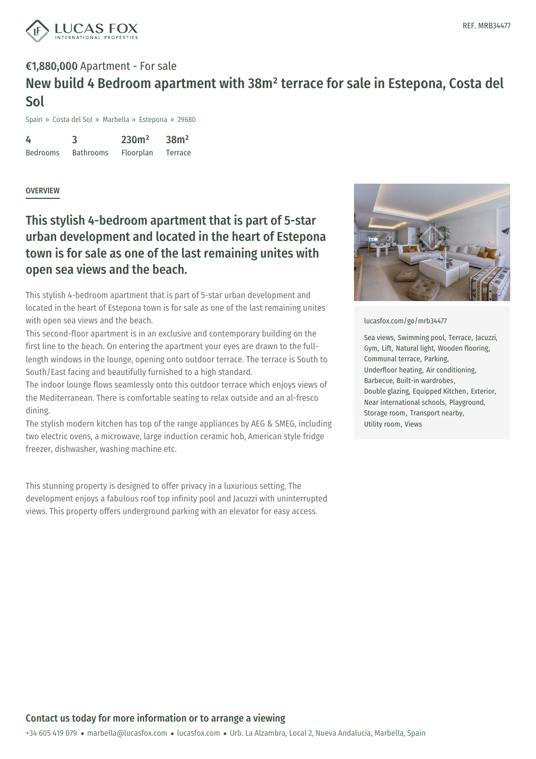REF. MRB34477

**€1,880,000** Apartment - For sale

# New build 4 Bedroom apartment with 38m² terrace for sale in Estepona, Costa del Sol

Spain » Costa del Sol » Marbella » Estepona » 29680

| 4 | 3 | 230m² | 38m² |
|---|---|---|---|
| Bedrooms | Bathrooms | Floorplan | Terrace |

OVERVIEW

## This stylish 4-bedroom apartment that is part of 5-star urban development and located in the heart of Estepona town is for sale as one of the last remaining unites with open sea views and the beach.

This stylish 4-bedroom apartment that is part of 5-star urban development and located in the heart of Estepona town is for sale as one of the last remaining unites with open sea views and the beach.

This second-floor apartment is in an exclusive and contemporary building on the first line to the beach. On entering the apartment your eyes are drawn to the full-length windows in the lounge, opening onto outdoor terrace. The terrace is South to South/East facing and beautifully furnished to a high standard.

The indoor lounge flows seamlessly onto this outdoor terrace which enjoys views of the Mediterranean. There is comfortable seating to relax outside and an al-fresco dining.

The stylish modern kitchen has top of the range appliances by AEG & SMEG, including two electric ovens, a microwave, large induction ceramic hob, American style fridge freezer, dishwasher, washing machine etc.

This stunning property is designed to offer privacy in a luxurious setting. The development enjoys a fabulous roof top infinity pool and Jacuzzi with uninterrupted views. This property offers underground parking with an elevator for easy access.

lucasfox.com/go/mrb34477

Sea views, Swimming pool, Terrace, Jacuzzi, Gym, Lift, Natural light, Wooden flooring, Communal terrace, Parking, Underfloor heating, Air conditioning, Barbecue, Built-in wardrobes, Double glazing, Equipped Kitchen, Exterior, Near international schools, Playground, Storage room, Transport nearby, Utility room, Views

**Contact us today for more information or to arrange a viewing**

+34 605 419 079 • marbella@lucasfox.com • lucasfox.com • Urb. La Alzambra, Local 2, Nueva Andalucia, Marbella, Spain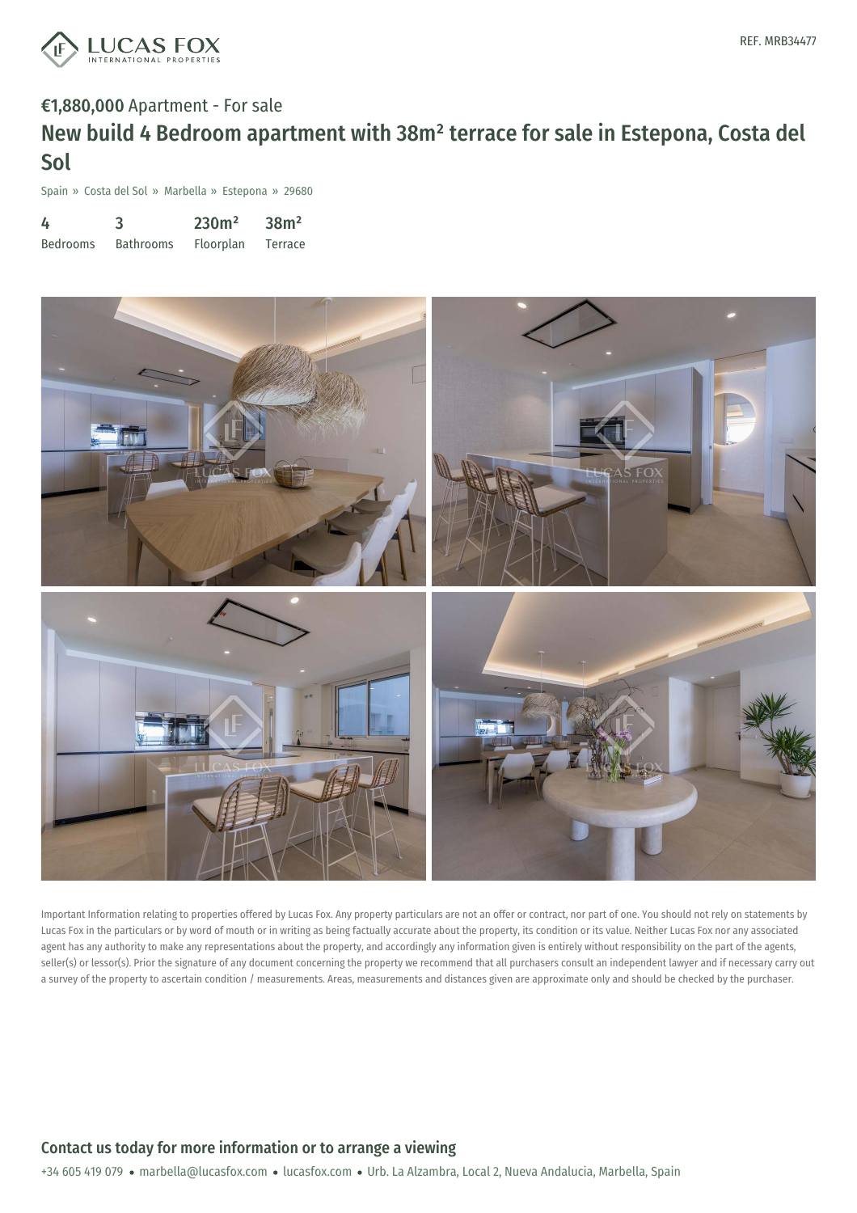REF. MRB34477

**€1,880,000** Apartment - For sale

# New build 4 Bedroom apartment with 38m² terrace for sale in Estepona, Costa del Sol

Spain » Costa del Sol » Marbella » Estepona » 29680

| 4 | 3 | 230m² | 38m² |
|---|---|---|---|
| Bedrooms | Bathrooms | Floorplan | Terrace |

Important Information relating to properties offered by Lucas Fox. Any property particulars are not an offer or contract, nor part of one. You should not rely on statements by Lucas Fox in the particulars or by word of mouth or in writing as being factually accurate about the property, its condition or its value. Neither Lucas Fox nor any associated agent has any authority to make any representations about the property, and accordingly any information given is entirely without responsibility on the part of the agents, seller(s) or lessor(s). Prior the signature of any document concerning the property we recommend that all purchasers consult an independent lawyer and if necessary carry out a survey of the property to ascertain condition / measurements. Areas, measurements and distances given are approximate only and should be checked by the purchaser.

## Contact us today for more information or to arrange a viewing

+34 605 419 079 • marbella@lucasfox.com • lucasfox.com • Urb. La Alzambra, Local 2, Nueva Andalucia, Marbella, Spain